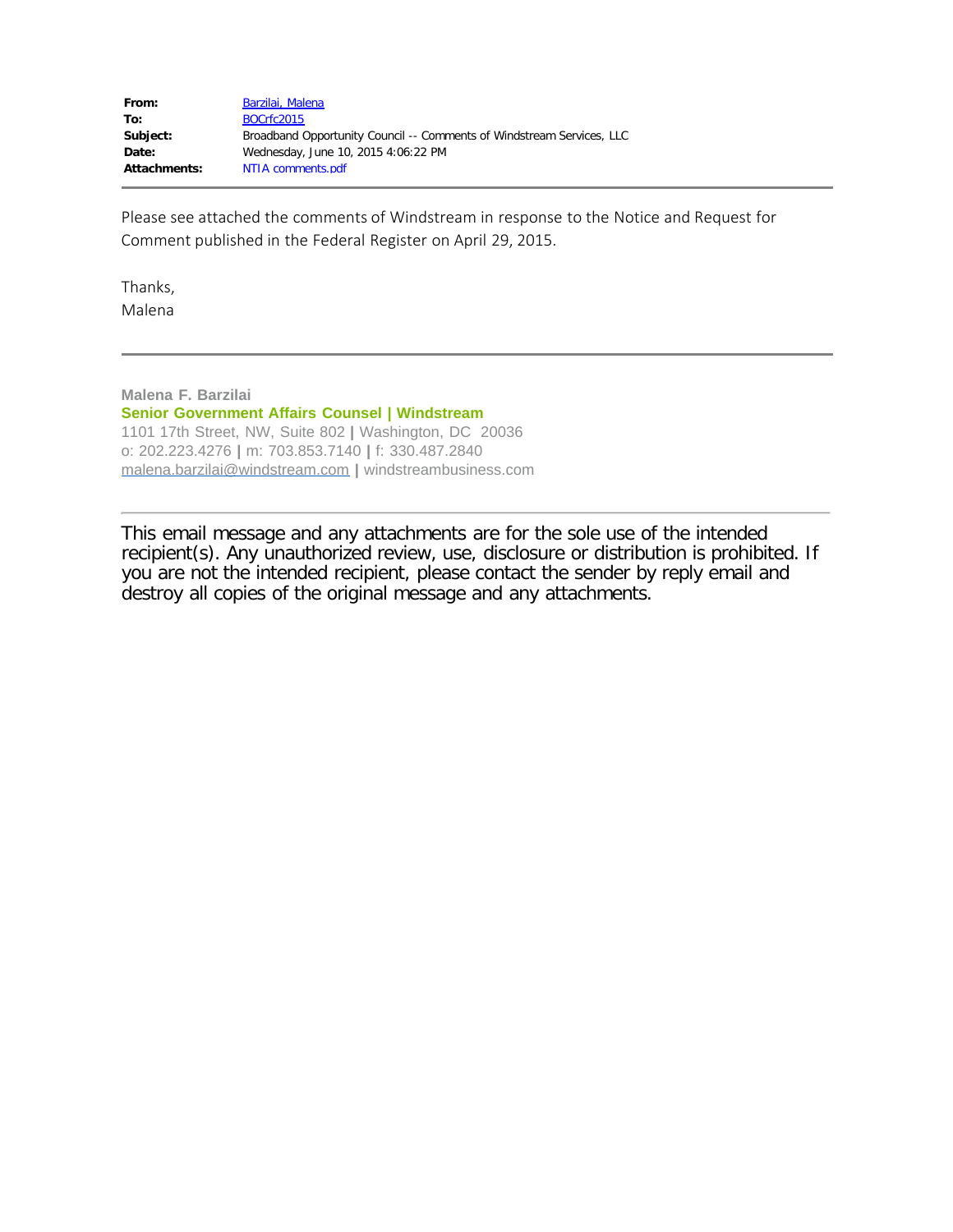| | |
|---|---|
| **From:** | Barzilai, Malena |
| **To:** | BOCrfc2015 |
| **Subject:** | Broadband Opportunity Council -- Comments of Windstream Services, LLC |
| **Date:** | Wednesday, June 10, 2015 4:06:22 PM |
| **Attachments:** | NTIA comments.pdf |

---

Please see attached the comments of Windstream in response to the Notice and Request for Comment published in the Federal Register on April 29, 2015.

Thanks,
Malena

---

**Malena F. Barzilai**
**Senior Government Affairs Counsel | Windstream**
1101 17th Street, NW, Suite 802 | Washington, DC 20036
o: 202.223.4276 | m: 703.853.7140 | f: 330.487.2840
malena.barzilai@windstream.com | windstreambusiness.com

---

This email message and any attachments are for the sole use of the intended recipient(s). Any unauthorized review, use, disclosure or distribution is prohibited. If you are not the intended recipient, please contact the sender by reply email and destroy all copies of the original message and any attachments.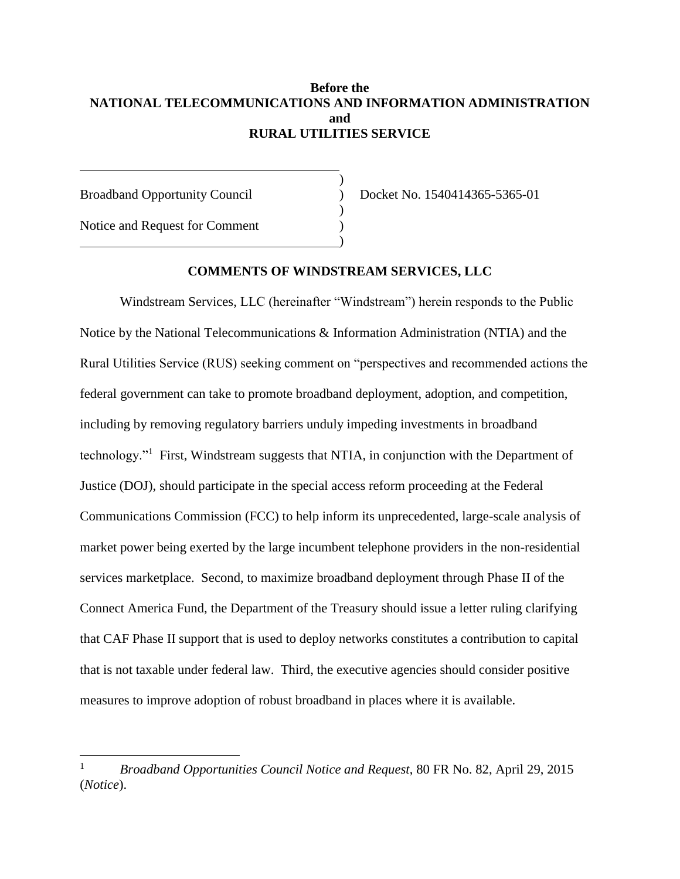**Before the**
**NATIONAL TELECOMMUNICATIONS AND INFORMATION ADMINISTRATION**
**and**
**RURAL UTILITIES SERVICE**

| | | |
|---|---|---|
| Broadband Opportunity Council | ) | Docket No. 1540414365-5365-01 |
| Notice and Request for Comment | ) | |

**COMMENTS OF WINDSTREAM SERVICES, LLC**

Windstream Services, LLC (hereinafter "Windstream") herein responds to the Public Notice by the National Telecommunications & Information Administration (NTIA) and the Rural Utilities Service (RUS) seeking comment on "perspectives and recommended actions the federal government can take to promote broadband deployment, adoption, and competition, including by removing regulatory barriers unduly impeding investments in broadband technology."[1] First, Windstream suggests that NTIA, in conjunction with the Department of Justice (DOJ), should participate in the special access reform proceeding at the Federal Communications Commission (FCC) to help inform its unprecedented, large-scale analysis of market power being exerted by the large incumbent telephone providers in the non-residential services marketplace. Second, to maximize broadband deployment through Phase II of the Connect America Fund, the Department of the Treasury should issue a letter ruling clarifying that CAF Phase II support that is used to deploy networks constitutes a contribution to capital that is not taxable under federal law. Third, the executive agencies should consider positive measures to improve adoption of robust broadband in places where it is available.

---

[1] *Broadband Opportunities Council Notice and Request*, 80 FR No. 82, April 29, 2015 (*Notice*).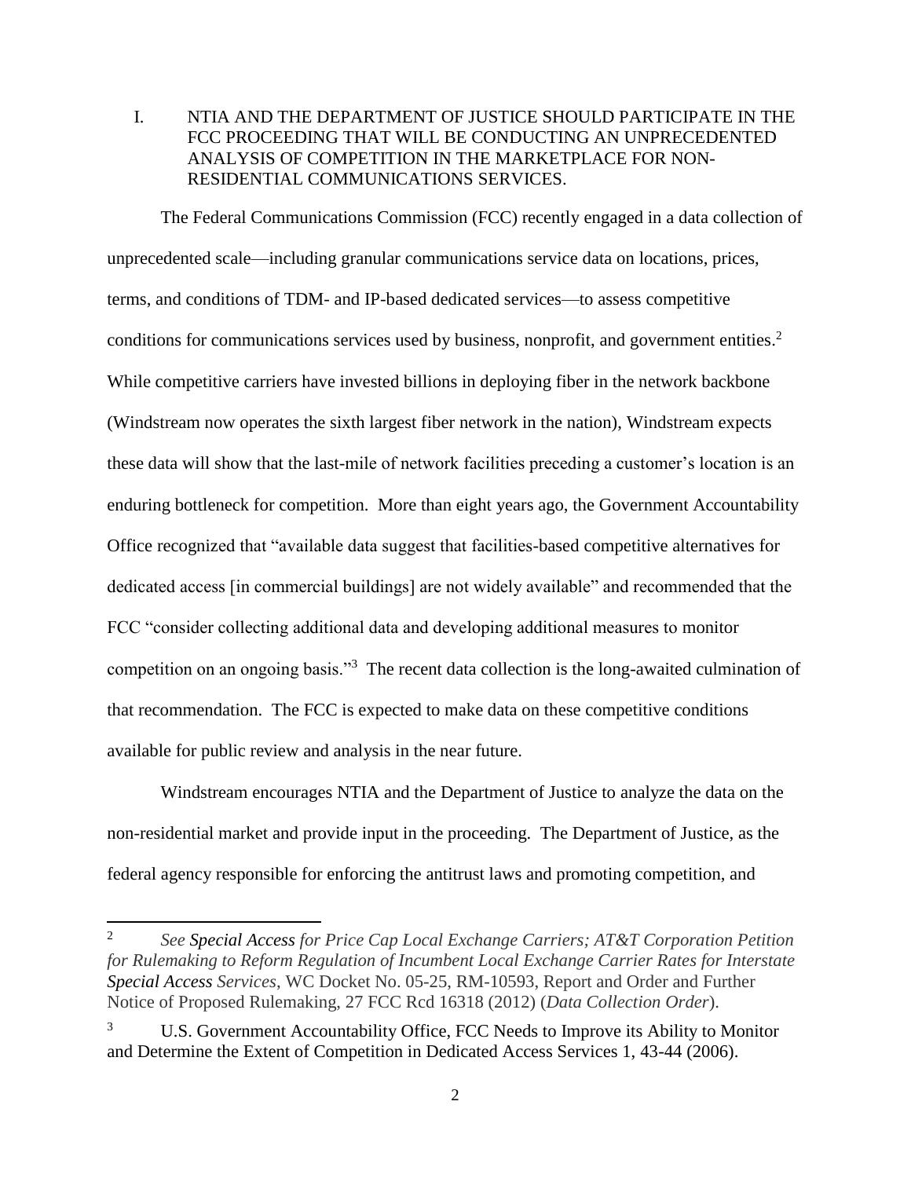## I. NTIA AND THE DEPARTMENT OF JUSTICE SHOULD PARTICIPATE IN THE FCC PROCEEDING THAT WILL BE CONDUCTING AN UNPRECEDENTED ANALYSIS OF COMPETITION IN THE MARKETPLACE FOR NON-RESIDENTIAL COMMUNICATIONS SERVICES.

The Federal Communications Commission (FCC) recently engaged in a data collection of unprecedented scale—including granular communications service data on locations, prices, terms, and conditions of TDM- and IP-based dedicated services—to assess competitive conditions for communications services used by business, nonprofit, and government entities.[2] While competitive carriers have invested billions in deploying fiber in the network backbone (Windstream now operates the sixth largest fiber network in the nation), Windstream expects these data will show that the last-mile of network facilities preceding a customer's location is an enduring bottleneck for competition. More than eight years ago, the Government Accountability Office recognized that "available data suggest that facilities-based competitive alternatives for dedicated access [in commercial buildings] are not widely available" and recommended that the FCC "consider collecting additional data and developing additional measures to monitor competition on an ongoing basis."[3] The recent data collection is the long-awaited culmination of that recommendation. The FCC is expected to make data on these competitive conditions available for public review and analysis in the near future.

Windstream encourages NTIA and the Department of Justice to analyze the data on the non-residential market and provide input in the proceeding. The Department of Justice, as the federal agency responsible for enforcing the antitrust laws and promoting competition, and

---

[2] *See Special Access for Price Cap Local Exchange Carriers; AT&T Corporation Petition for Rulemaking to Reform Regulation of Incumbent Local Exchange Carrier Rates for Interstate Special Access Services*, WC Docket No. 05-25, RM-10593, Report and Order and Further Notice of Proposed Rulemaking, 27 FCC Rcd 16318 (2012) (*Data Collection Order*).

[3] U.S. Government Accountability Office, FCC Needs to Improve its Ability to Monitor and Determine the Extent of Competition in Dedicated Access Services 1, 43-44 (2006).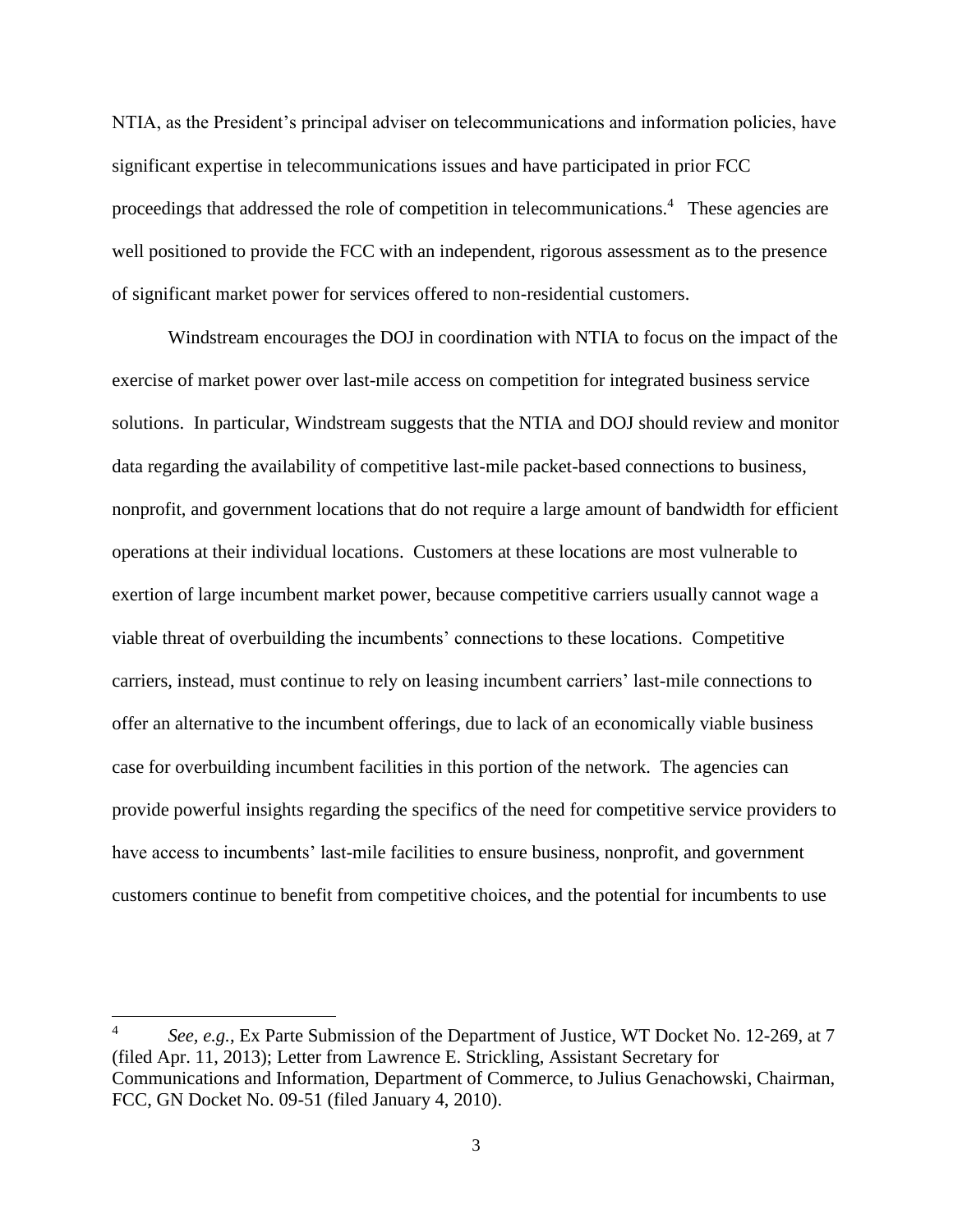NTIA, as the President's principal adviser on telecommunications and information policies, have significant expertise in telecommunications issues and have participated in prior FCC proceedings that addressed the role of competition in telecommunications.[4] These agencies are well positioned to provide the FCC with an independent, rigorous assessment as to the presence of significant market power for services offered to non-residential customers.

Windstream encourages the DOJ in coordination with NTIA to focus on the impact of the exercise of market power over last-mile access on competition for integrated business service solutions. In particular, Windstream suggests that the NTIA and DOJ should review and monitor data regarding the availability of competitive last-mile packet-based connections to business, nonprofit, and government locations that do not require a large amount of bandwidth for efficient operations at their individual locations. Customers at these locations are most vulnerable to exertion of large incumbent market power, because competitive carriers usually cannot wage a viable threat of overbuilding the incumbents' connections to these locations. Competitive carriers, instead, must continue to rely on leasing incumbent carriers' last-mile connections to offer an alternative to the incumbent offerings, due to lack of an economically viable business case for overbuilding incumbent facilities in this portion of the network. The agencies can provide powerful insights regarding the specifics of the need for competitive service providers to have access to incumbents' last-mile facilities to ensure business, nonprofit, and government customers continue to benefit from competitive choices, and the potential for incumbents to use

---

[4] *See, e.g.*, Ex Parte Submission of the Department of Justice, WT Docket No. 12-269, at 7 (filed Apr. 11, 2013); Letter from Lawrence E. Strickling, Assistant Secretary for Communications and Information, Department of Commerce, to Julius Genachowski, Chairman, FCC, GN Docket No. 09-51 (filed January 4, 2010).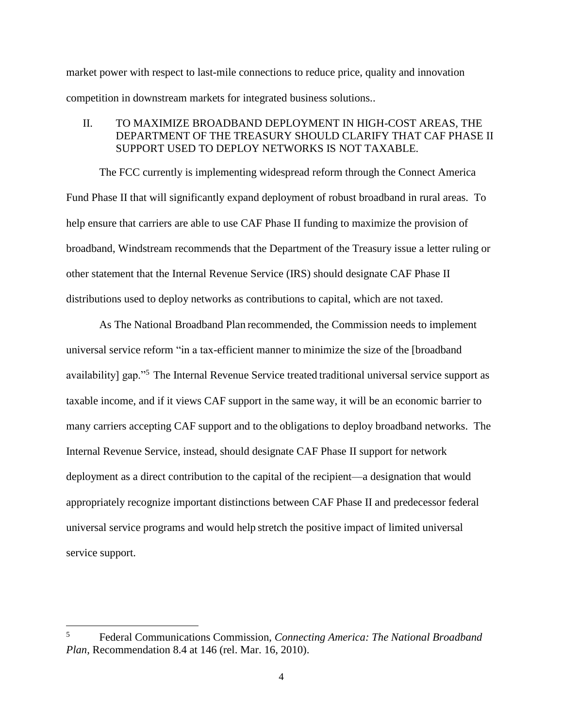market power with respect to last-mile connections to reduce price, quality and innovation competition in downstream markets for integrated business solutions..

## II. TO MAXIMIZE BROADBAND DEPLOYMENT IN HIGH-COST AREAS, THE DEPARTMENT OF THE TREASURY SHOULD CLARIFY THAT CAF PHASE II SUPPORT USED TO DEPLOY NETWORKS IS NOT TAXABLE.

The FCC currently is implementing widespread reform through the Connect America Fund Phase II that will significantly expand deployment of robust broadband in rural areas. To help ensure that carriers are able to use CAF Phase II funding to maximize the provision of broadband, Windstream recommends that the Department of the Treasury issue a letter ruling or other statement that the Internal Revenue Service (IRS) should designate CAF Phase II distributions used to deploy networks as contributions to capital, which are not taxed.

As The National Broadband Plan recommended, the Commission needs to implement universal service reform "in a tax-efficient manner to minimize the size of the [broadband availability] gap."[5] The Internal Revenue Service treated traditional universal service support as taxable income, and if it views CAF support in the same way, it will be an economic barrier to many carriers accepting CAF support and to the obligations to deploy broadband networks. The Internal Revenue Service, instead, should designate CAF Phase II support for network deployment as a direct contribution to the capital of the recipient—a designation that would appropriately recognize important distinctions between CAF Phase II and predecessor federal universal service programs and would help stretch the positive impact of limited universal service support.

---

[5] Federal Communications Commission, *Connecting America: The National Broadband Plan*, Recommendation 8.4 at 146 (rel. Mar. 16, 2010).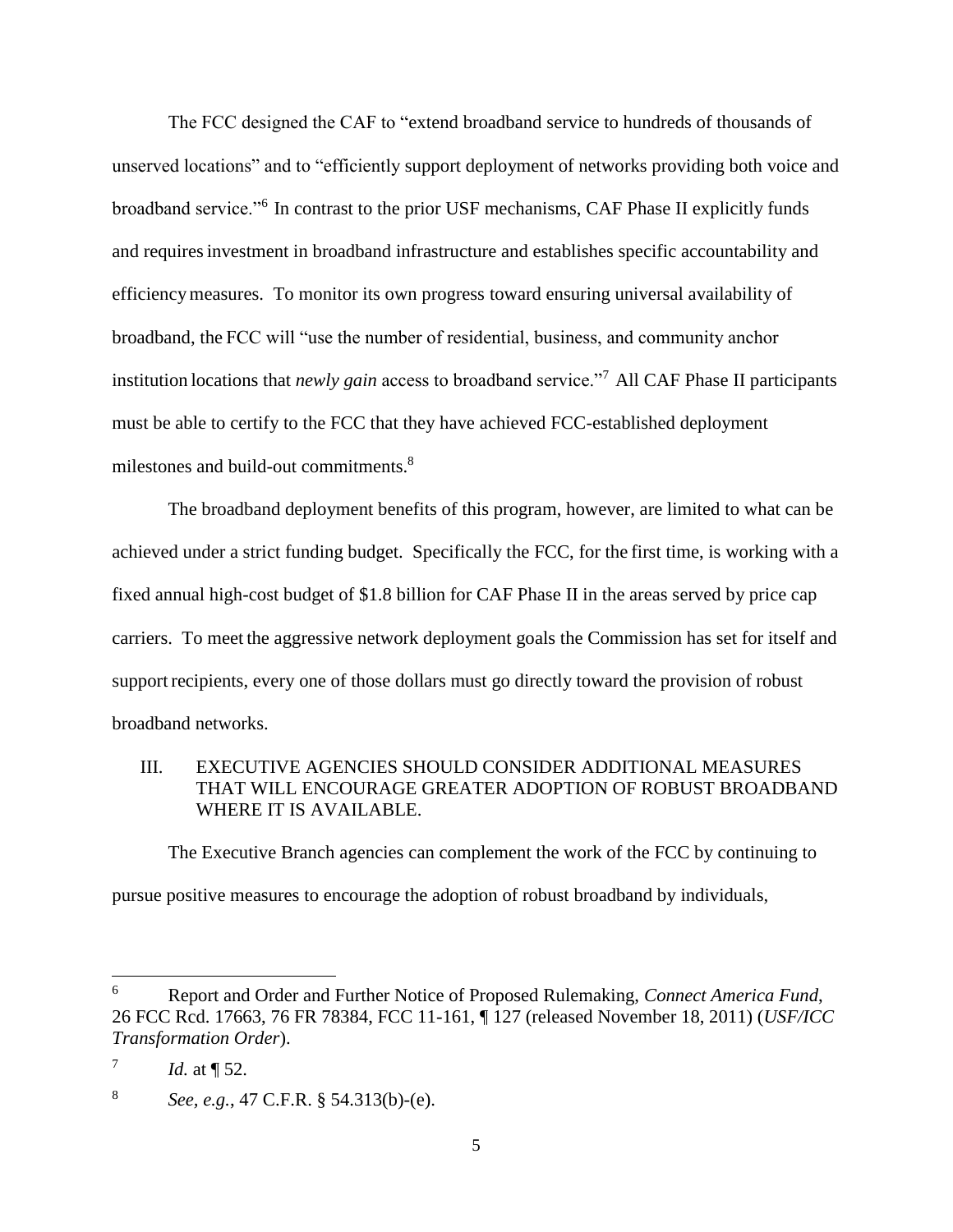The FCC designed the CAF to "extend broadband service to hundreds of thousands of unserved locations" and to "efficiently support deployment of networks providing both voice and broadband service."[6] In contrast to the prior USF mechanisms, CAF Phase II explicitly funds and requires investment in broadband infrastructure and establishes specific accountability and efficiency measures. To monitor its own progress toward ensuring universal availability of broadband, the FCC will "use the number of residential, business, and community anchor institution locations that *newly gain* access to broadband service."[7] All CAF Phase II participants must be able to certify to the FCC that they have achieved FCC-established deployment milestones and build-out commitments.[8]

The broadband deployment benefits of this program, however, are limited to what can be achieved under a strict funding budget. Specifically the FCC, for the first time, is working with a fixed annual high-cost budget of $1.8 billion for CAF Phase II in the areas served by price cap carriers. To meet the aggressive network deployment goals the Commission has set for itself and support recipients, every one of those dollars must go directly toward the provision of robust broadband networks.

## III. EXECUTIVE AGENCIES SHOULD CONSIDER ADDITIONAL MEASURES THAT WILL ENCOURAGE GREATER ADOPTION OF ROBUST BROADBAND WHERE IT IS AVAILABLE.

The Executive Branch agencies can complement the work of the FCC by continuing to pursue positive measures to encourage the adoption of robust broadband by individuals,

---

[6] Report and Order and Further Notice of Proposed Rulemaking, *Connect America Fund*, 26 FCC Rcd. 17663, 76 FR 78384, FCC 11-161, ¶ 127 (released November 18, 2011) (*USF/ICC Transformation Order*).

[7] *Id.* at ¶ 52.

[8] *See, e.g.*, 47 C.F.R. § 54.313(b)-(e).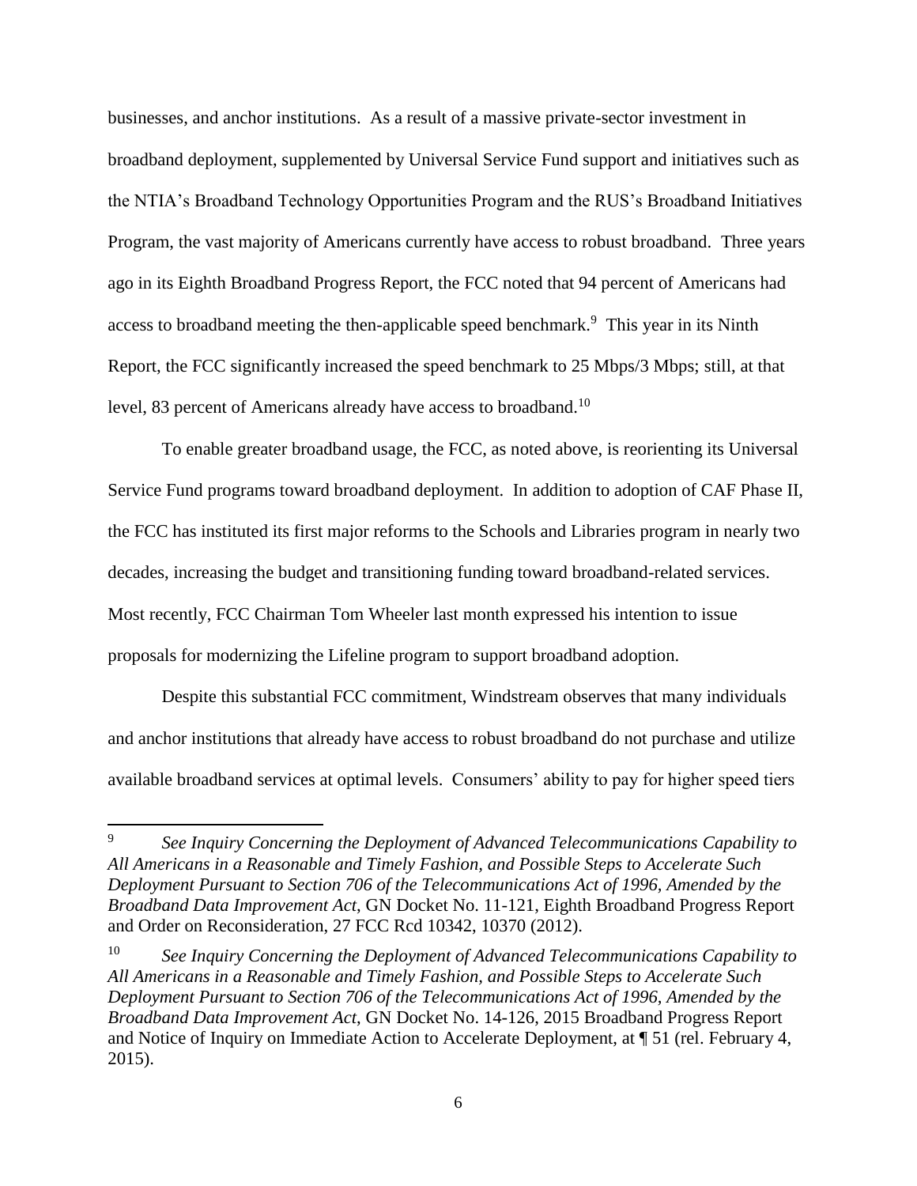businesses, and anchor institutions. As a result of a massive private-sector investment in broadband deployment, supplemented by Universal Service Fund support and initiatives such as the NTIA's Broadband Technology Opportunities Program and the RUS's Broadband Initiatives Program, the vast majority of Americans currently have access to robust broadband. Three years ago in its Eighth Broadband Progress Report, the FCC noted that 94 percent of Americans had access to broadband meeting the then-applicable speed benchmark.[9] This year in its Ninth Report, the FCC significantly increased the speed benchmark to 25 Mbps/3 Mbps; still, at that level, 83 percent of Americans already have access to broadband.[10]

To enable greater broadband usage, the FCC, as noted above, is reorienting its Universal Service Fund programs toward broadband deployment. In addition to adoption of CAF Phase II, the FCC has instituted its first major reforms to the Schools and Libraries program in nearly two decades, increasing the budget and transitioning funding toward broadband-related services. Most recently, FCC Chairman Tom Wheeler last month expressed his intention to issue proposals for modernizing the Lifeline program to support broadband adoption.

Despite this substantial FCC commitment, Windstream observes that many individuals and anchor institutions that already have access to robust broadband do not purchase and utilize available broadband services at optimal levels. Consumers' ability to pay for higher speed tiers

---

[9] *See Inquiry Concerning the Deployment of Advanced Telecommunications Capability to All Americans in a Reasonable and Timely Fashion, and Possible Steps to Accelerate Such Deployment Pursuant to Section 706 of the Telecommunications Act of 1996, Amended by the Broadband Data Improvement Act*, GN Docket No. 11-121, Eighth Broadband Progress Report and Order on Reconsideration, 27 FCC Rcd 10342, 10370 (2012).

[10] *See Inquiry Concerning the Deployment of Advanced Telecommunications Capability to All Americans in a Reasonable and Timely Fashion, and Possible Steps to Accelerate Such Deployment Pursuant to Section 706 of the Telecommunications Act of 1996, Amended by the Broadband Data Improvement Act*, GN Docket No. 14-126, 2015 Broadband Progress Report and Notice of Inquiry on Immediate Action to Accelerate Deployment, at ¶ 51 (rel. February 4, 2015).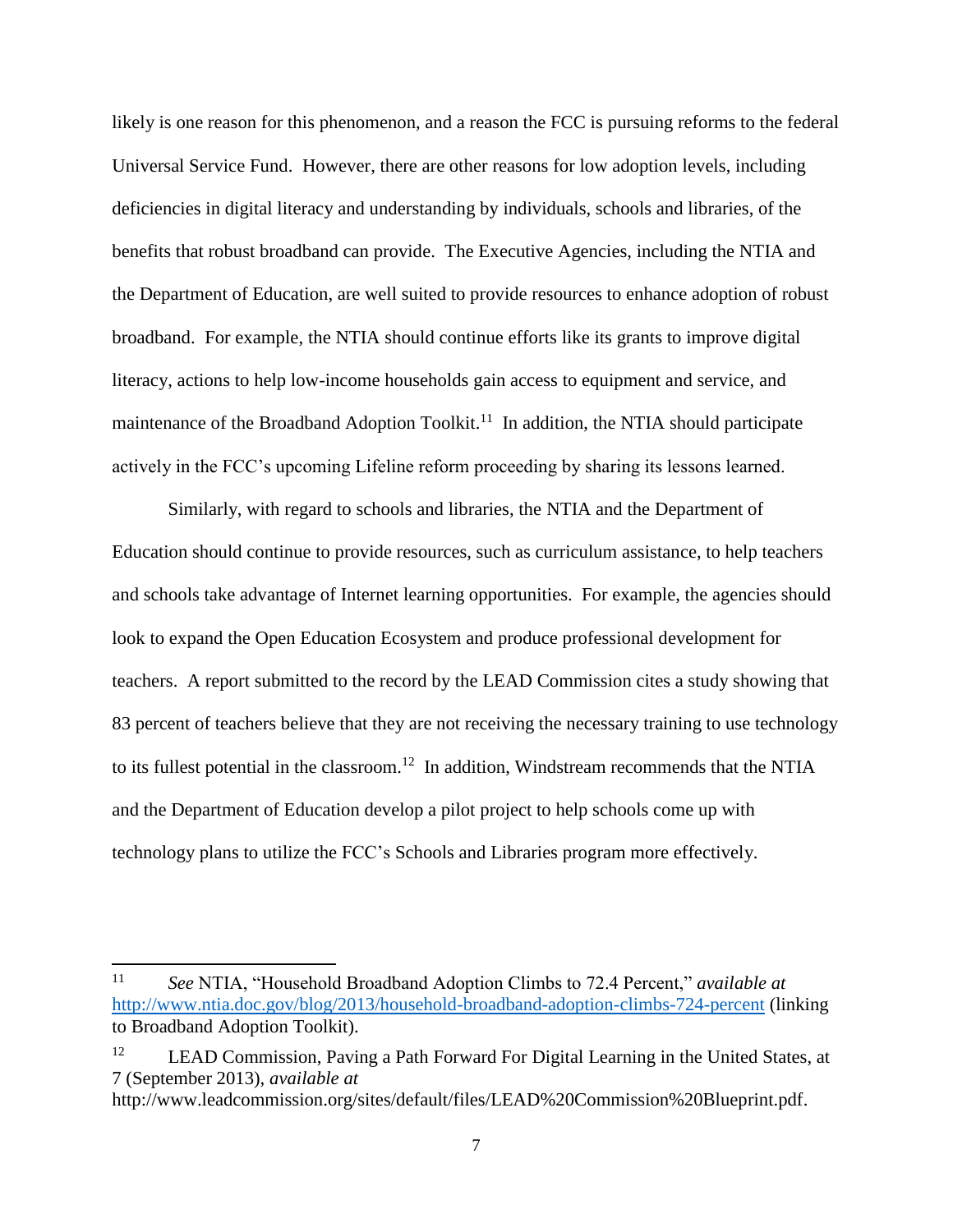likely is one reason for this phenomenon, and a reason the FCC is pursuing reforms to the federal Universal Service Fund. However, there are other reasons for low adoption levels, including deficiencies in digital literacy and understanding by individuals, schools and libraries, of the benefits that robust broadband can provide. The Executive Agencies, including the NTIA and the Department of Education, are well suited to provide resources to enhance adoption of robust broadband. For example, the NTIA should continue efforts like its grants to improve digital literacy, actions to help low-income households gain access to equipment and service, and maintenance of the Broadband Adoption Toolkit.[11] In addition, the NTIA should participate actively in the FCC's upcoming Lifeline reform proceeding by sharing its lessons learned.

Similarly, with regard to schools and libraries, the NTIA and the Department of Education should continue to provide resources, such as curriculum assistance, to help teachers and schools take advantage of Internet learning opportunities. For example, the agencies should look to expand the Open Education Ecosystem and produce professional development for teachers. A report submitted to the record by the LEAD Commission cites a study showing that 83 percent of teachers believe that they are not receiving the necessary training to use technology to its fullest potential in the classroom.[12] In addition, Windstream recommends that the NTIA and the Department of Education develop a pilot project to help schools come up with technology plans to utilize the FCC's Schools and Libraries program more effectively.

---

[11] *See* NTIA, "Household Broadband Adoption Climbs to 72.4 Percent," *available at* http://www.ntia.doc.gov/blog/2013/household-broadband-adoption-climbs-724-percent (linking to Broadband Adoption Toolkit).

[12] LEAD Commission, Paving a Path Forward For Digital Learning in the United States, at 7 (September 2013), *available at* http://www.leadcommission.org/sites/default/files/LEAD%20Commission%20Blueprint.pdf.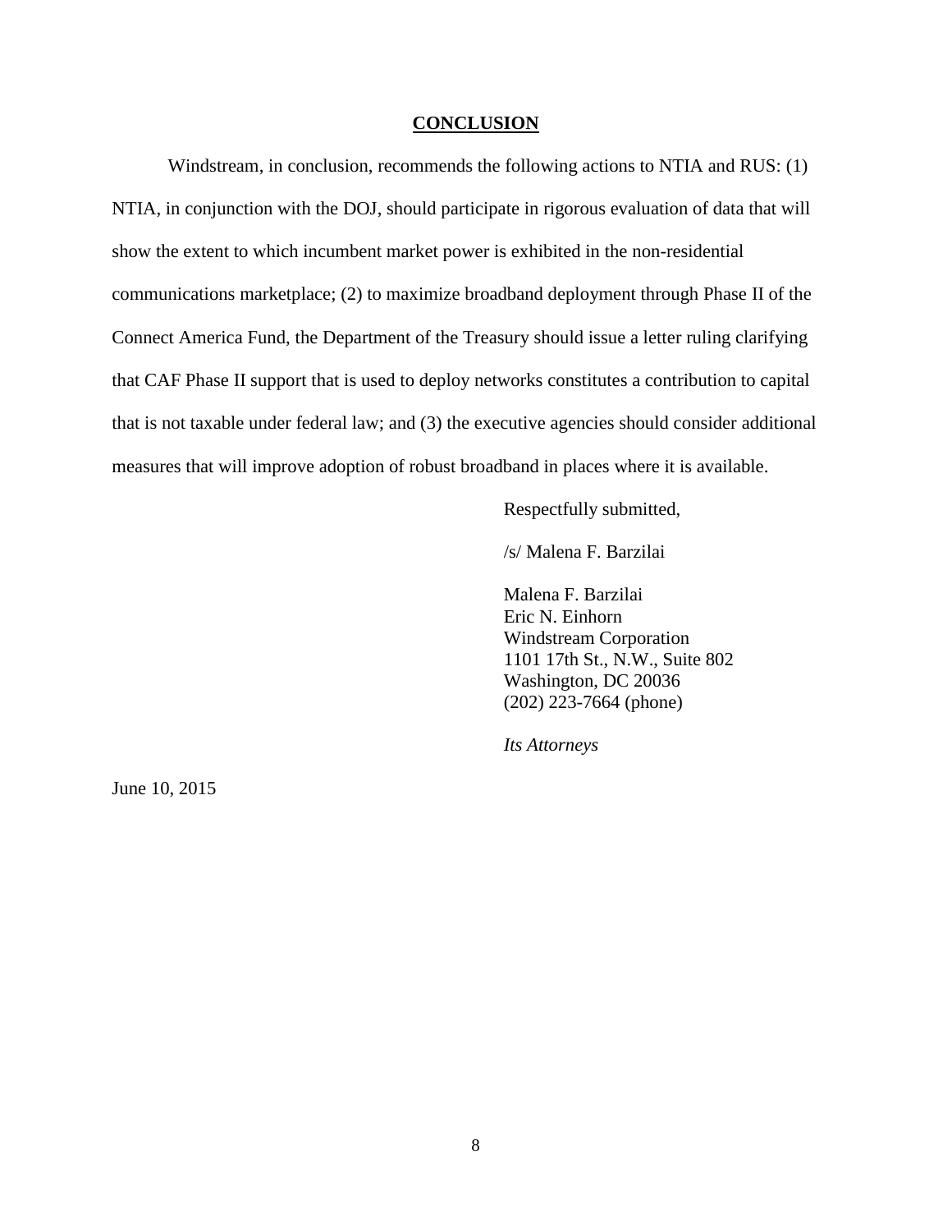## **CONCLUSION**

Windstream, in conclusion, recommends the following actions to NTIA and RUS: (1) NTIA, in conjunction with the DOJ, should participate in rigorous evaluation of data that will show the extent to which incumbent market power is exhibited in the non-residential communications marketplace; (2) to maximize broadband deployment through Phase II of the Connect America Fund, the Department of the Treasury should issue a letter ruling clarifying that CAF Phase II support that is used to deploy networks constitutes a contribution to capital that is not taxable under federal law; and (3) the executive agencies should consider additional measures that will improve adoption of robust broadband in places where it is available.

Respectfully submitted,

/s/ Malena F. Barzilai

Malena F. Barzilai
Eric N. Einhorn
Windstream Corporation
1101 17th St., N.W., Suite 802
Washington, DC 20036
(202) 223-7664 (phone)

*Its Attorneys*

June 10, 2015